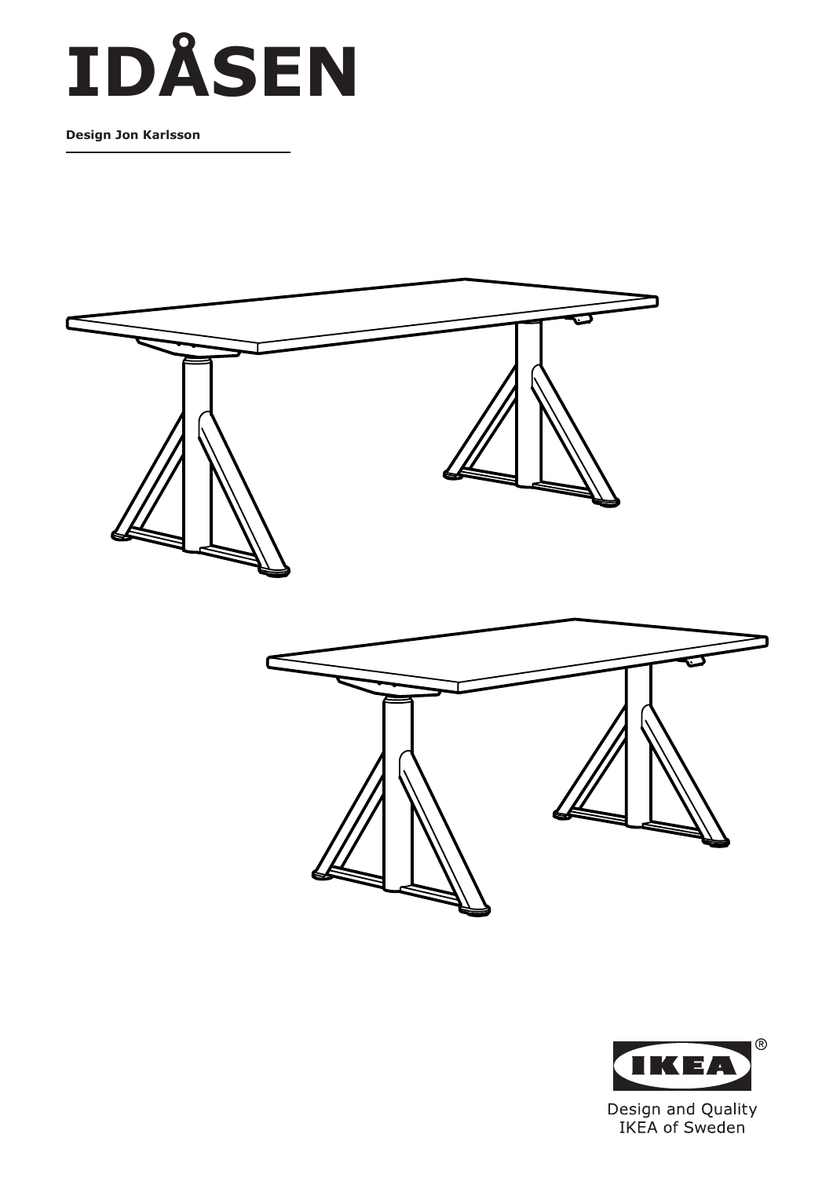# IDÅSEN

**Design Jon Karlsson**

Design and Quality
IKEA of Sweden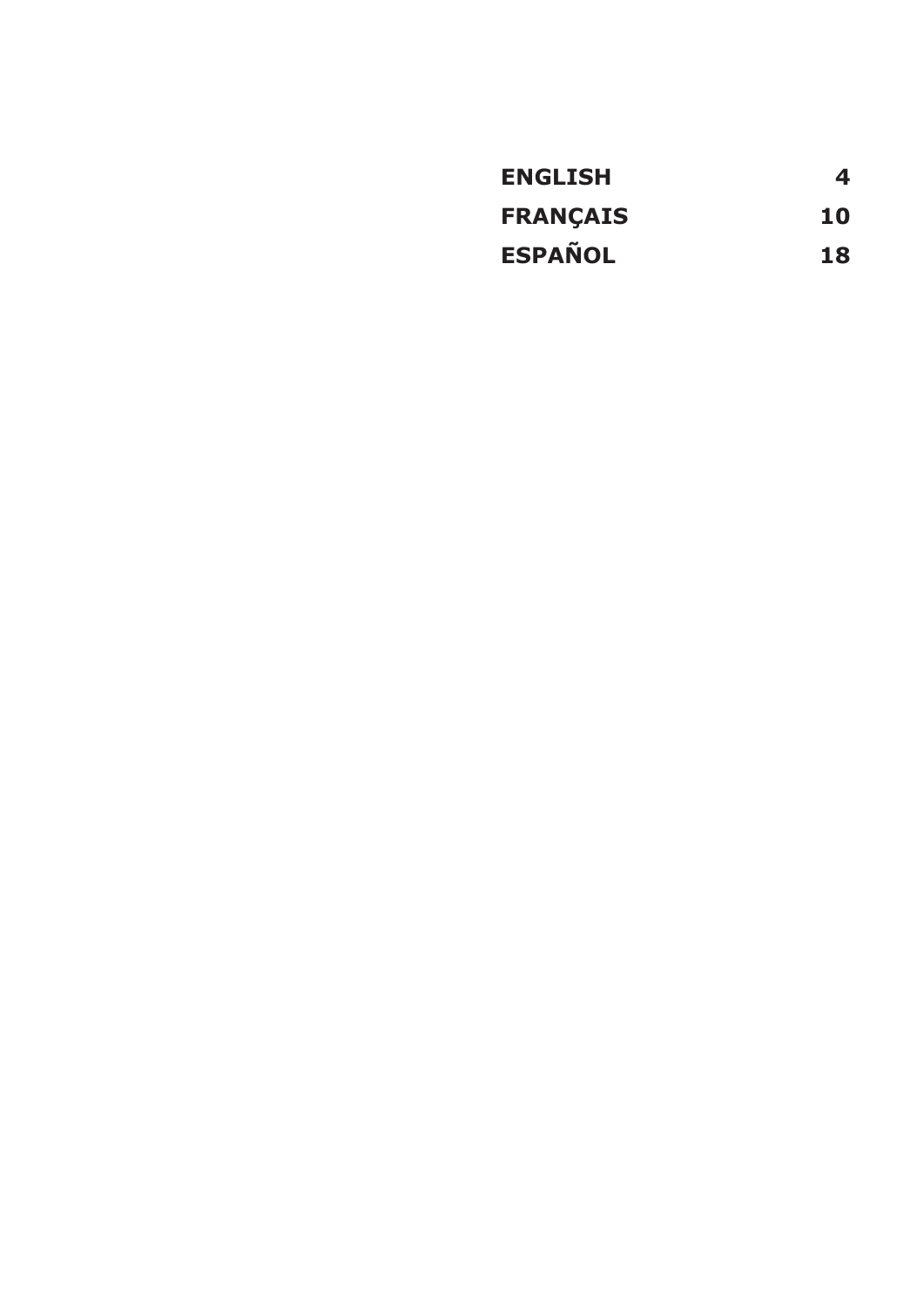| | |
|---|---|
| **ENGLISH** | **4** |
| **FRANÇAIS** | **10** |
| **ESPAÑOL** | **18** |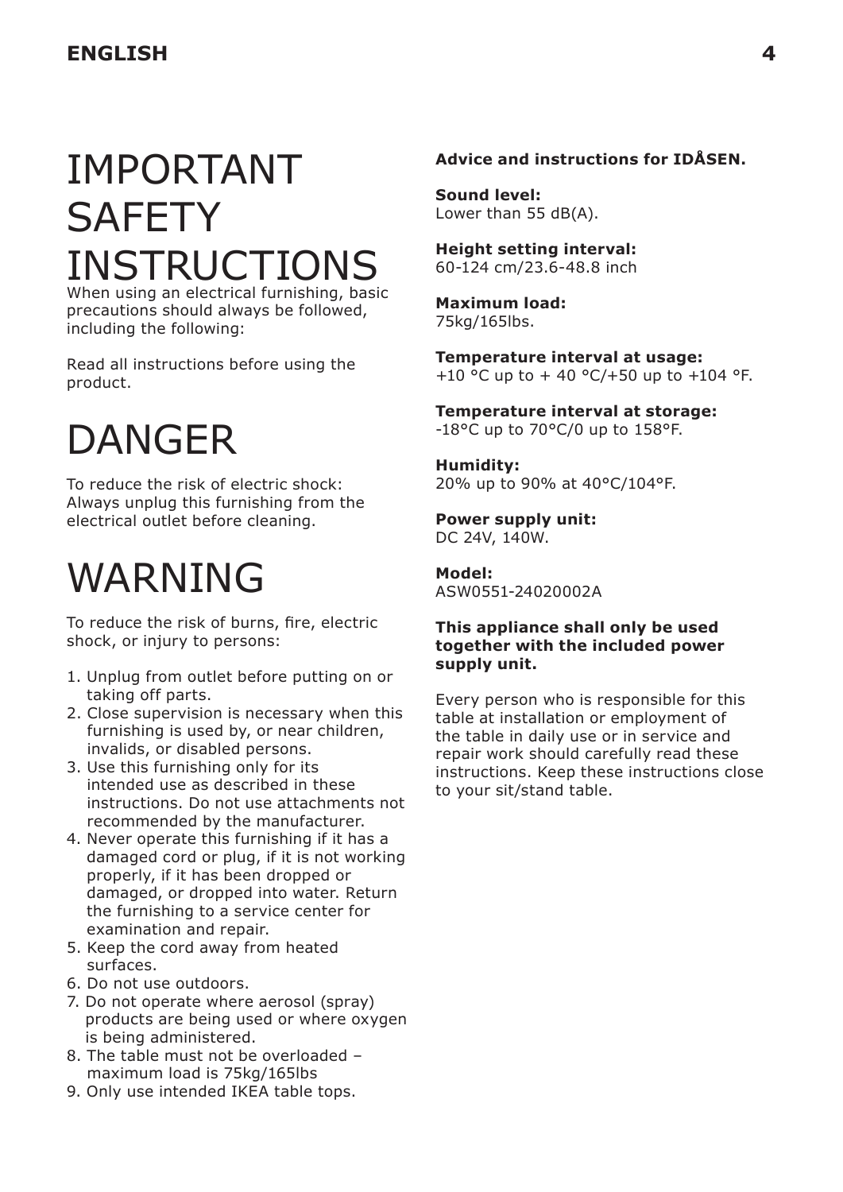# IMPORTANT SAFETY INSTRUCTIONS

When using an electrical furnishing, basic precautions should always be followed, including the following:

Read all instructions before using the product.

# DANGER

To reduce the risk of electric shock: Always unplug this furnishing from the electrical outlet before cleaning.

# WARNING

To reduce the risk of burns, fire, electric shock, or injury to persons:

1. Unplug from outlet before putting on or taking off parts.
2. Close supervision is necessary when this furnishing is used by, or near children, invalids, or disabled persons.
3. Use this furnishing only for its intended use as described in these instructions. Do not use attachments not recommended by the manufacturer.
4. Never operate this furnishing if it has a damaged cord or plug, if it is not working properly, if it has been dropped or damaged, or dropped into water. Return the furnishing to a service center for examination and repair.
5. Keep the cord away from heated surfaces.
6. Do not use outdoors.
7. Do not operate where aerosol (spray) products are being used or where oxygen is being administered.
8. The table must not be overloaded – maximum load is 75kg/165lbs
9. Only use intended IKEA table tops.

**Advice and instructions for IDÅSEN.**

**Sound level:**
Lower than 55 dB(A).

**Height setting interval:**
60-124 cm/23.6-48.8 inch

**Maximum load:**
75kg/165lbs.

**Temperature interval at usage:**
+10 °C up to + 40 °C/+50 up to +104 °F.

**Temperature interval at storage:**
-18°C up to 70°C/0 up to 158°F.

**Humidity:**
20% up to 90% at 40°C/104°F.

**Power supply unit:**
DC 24V, 140W.

**Model:**
ASW0551-24020002A

**This appliance shall only be used together with the included power supply unit.**

Every person who is responsible for this table at installation or employment of the table in daily use or in service and repair work should carefully read these instructions. Keep these instructions close to your sit/stand table.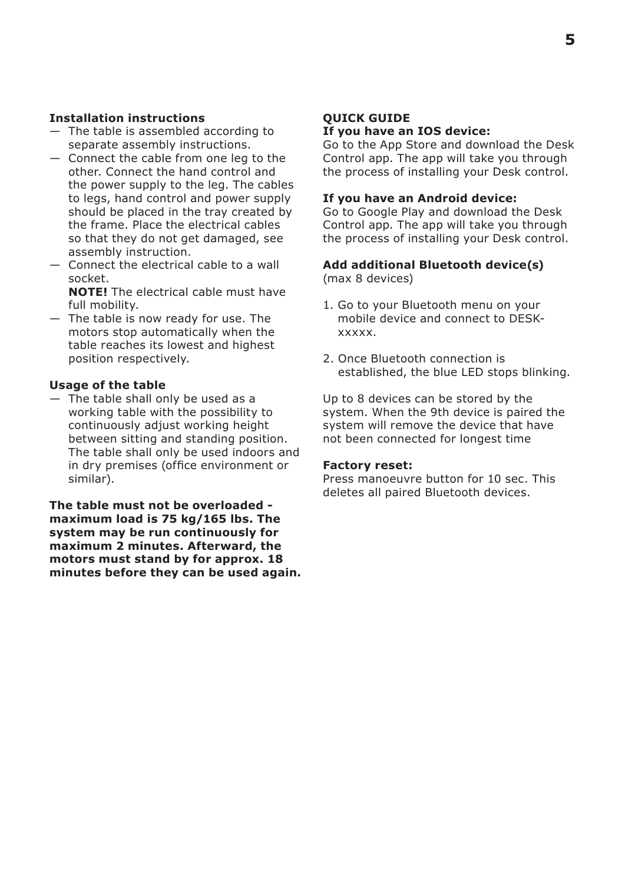### Installation instructions

- The table is assembled according to separate assembly instructions.
- Connect the cable from one leg to the other. Connect the hand control and the power supply to the leg. The cables to legs, hand control and power supply should be placed in the tray created by the frame. Place the electrical cables so that they do not get damaged, see assembly instruction.
- Connect the electrical cable to a wall socket.
  **NOTE!** The electrical cable must have full mobility.
- The table is now ready for use. The motors stop automatically when the table reaches its lowest and highest position respectively.

### Usage of the table

- The table shall only be used as a working table with the possibility to continuously adjust working height between sitting and standing position. The table shall only be used indoors and in dry premises (office environment or similar).

**The table must not be overloaded - maximum load is 75 kg/165 lbs. The system may be run continuously for maximum 2 minutes. Afterward, the motors must stand by for approx. 18 minutes before they can be used again.**

### QUICK GUIDE

**If you have an IOS device:**
Go to the App Store and download the Desk Control app. The app will take you through the process of installing your Desk control.

**If you have an Android device:**
Go to Google Play and download the Desk Control app. The app will take you through the process of installing your Desk control.

**Add additional Bluetooth device(s)**
(max 8 devices)

1. Go to your Bluetooth menu on your mobile device and connect to DESK-xxxxx.

2. Once Bluetooth connection is established, the blue LED stops blinking.

Up to 8 devices can be stored by the system. When the 9th device is paired the system will remove the device that have not been connected for longest time

**Factory reset:**
Press manoeuvre button for 10 sec. This deletes all paired Bluetooth devices.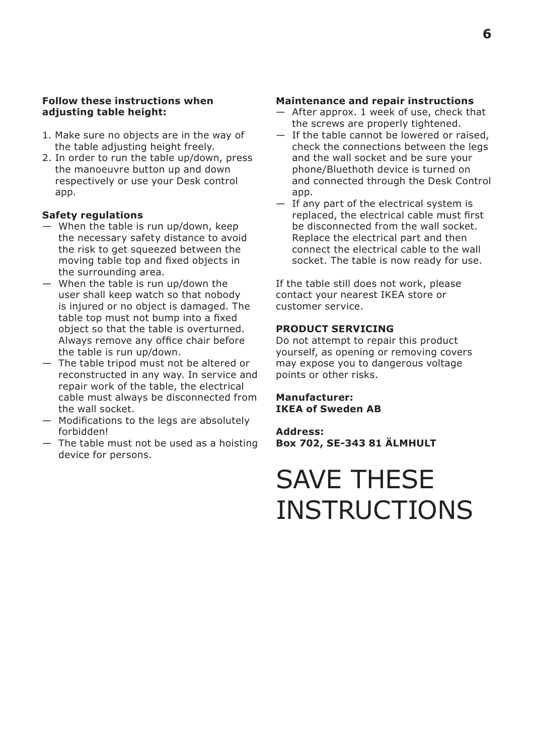**Follow these instructions when adjusting table height:**

1. Make sure no objects are in the way of the table adjusting height freely.
2. In order to run the table up/down, press the manoeuvre button up and down respectively or use your Desk control app.

**Safety regulations**

— When the table is run up/down, keep the necessary safety distance to avoid the risk to get squeezed between the moving table top and fixed objects in the surrounding area.

— When the table is run up/down the user shall keep watch so that nobody is injured or no object is damaged. The table top must not bump into a fixed object so that the table is overturned. Always remove any office chair before the table is run up/down.

— The table tripod must not be altered or reconstructed in any way. In service and repair work of the table, the electrical cable must always be disconnected from the wall socket.

— Modifications to the legs are absolutely forbidden!

— The table must not be used as a hoisting device for persons.

**Maintenance and repair instructions**

— After approx. 1 week of use, check that the screws are properly tightened.

— If the table cannot be lowered or raised, check the connections between the legs and the wall socket and be sure your phone/Bluethoth device is turned on and connected through the Desk Control app.

— If any part of the electrical system is replaced, the electrical cable must first be disconnected from the wall socket. Replace the electrical part and then connect the electrical cable to the wall socket. The table is now ready for use.

If the table still does not work, please contact your nearest IKEA store or customer service.

**PRODUCT SERVICING**

Do not attempt to repair this product yourself, as opening or removing covers may expose you to dangerous voltage points or other risks.

**Manufacturer:**
**IKEA of Sweden AB**

**Address:**
**Box 702, SE-343 81 ÄLMHULT**

# SAVE THESE INSTRUCTIONS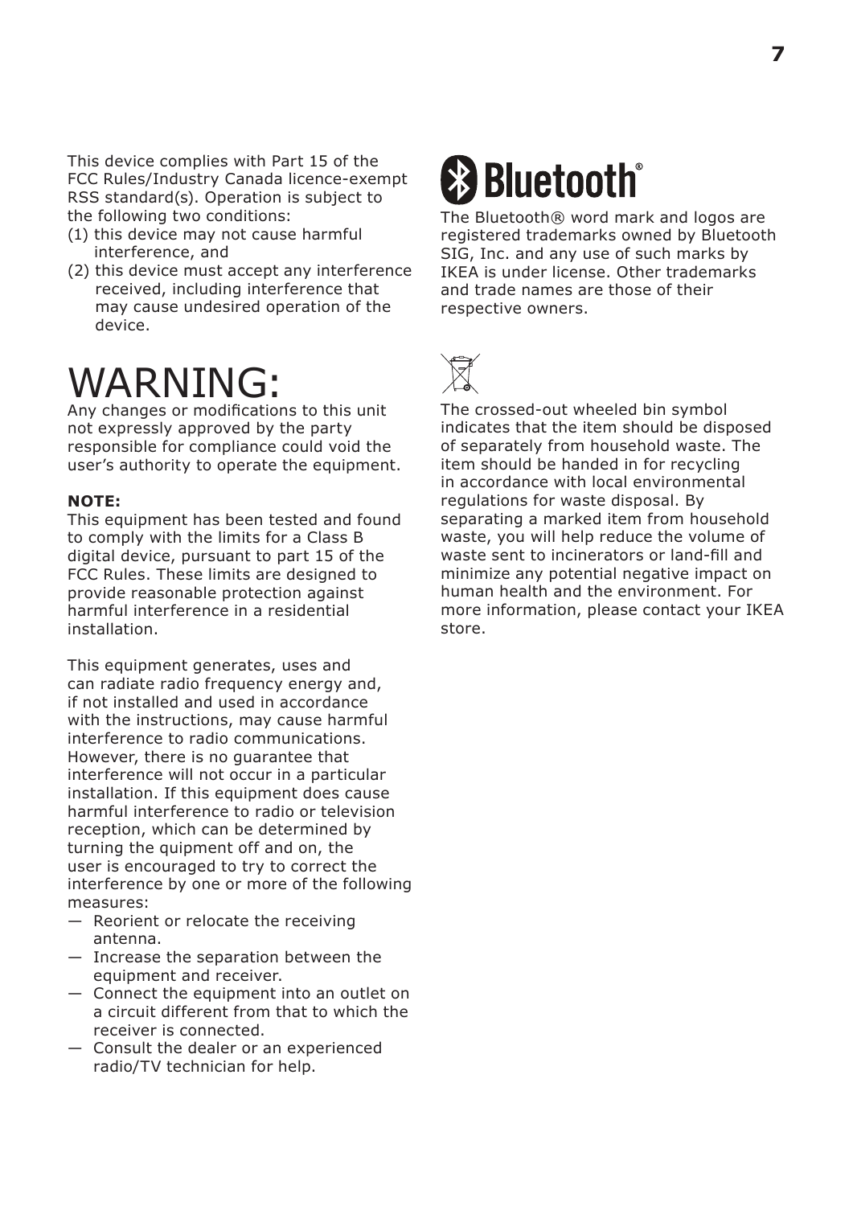This device complies with Part 15 of the FCC Rules/Industry Canada licence-exempt RSS standard(s). Operation is subject to the following two conditions:

(1) this device may not cause harmful interference, and
(2) this device must accept any interference received, including interference that may cause undesired operation of the device.

# WARNING:

Any changes or modifications to this unit not expressly approved by the party responsible for compliance could void the user's authority to operate the equipment.

**NOTE:**
This equipment has been tested and found to comply with the limits for a Class B digital device, pursuant to part 15 of the FCC Rules. These limits are designed to provide reasonable protection against harmful interference in a residential installation.

This equipment generates, uses and can radiate radio frequency energy and, if not installed and used in accordance with the instructions, may cause harmful interference to radio communications. However, there is no guarantee that interference will not occur in a particular installation. If this equipment does cause harmful interference to radio or television reception, which can be determined by turning the quipment off and on, the user is encouraged to try to correct the interference by one or more of the following measures:

— Reorient or relocate the receiving antenna.
— Increase the separation between the equipment and receiver.
— Connect the equipment into an outlet on a circuit different from that to which the receiver is connected.
— Consult the dealer or an experienced radio/TV technician for help.

Bluetooth®

The Bluetooth® word mark and logos are registered trademarks owned by Bluetooth SIG, Inc. and any use of such marks by IKEA is under license. Other trademarks and trade names are those of their respective owners.

The crossed-out wheeled bin symbol indicates that the item should be disposed of separately from household waste. The item should be handed in for recycling in accordance with local environmental regulations for waste disposal. By separating a marked item from household waste, you will help reduce the volume of waste sent to incinerators or land-fill and minimize any potential negative impact on human health and the environment. For more information, please contact your IKEA store.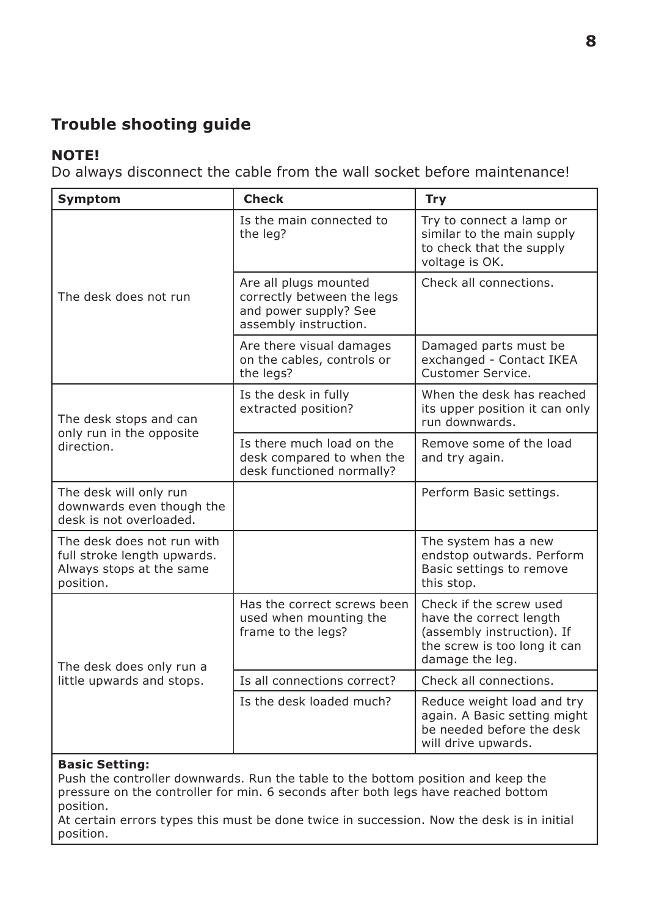## Trouble shooting guide

**NOTE!**
Do always disconnect the cable from the wall socket before maintenance!

| Symptom | Check | Try |
|---|---|---|
| The desk does not run | Is the main connected to the leg? | Try to connect a lamp or similar to the main supply to check that the supply voltage is OK. |
| | Are all plugs mounted correctly between the legs and power supply? See assembly instruction. | Check all connections. |
| | Are there visual damages on the cables, controls or the legs? | Damaged parts must be exchanged - Contact IKEA Customer Service. |
| The desk stops and can only run in the opposite direction. | Is the desk in fully extracted position? | When the desk has reached its upper position it can only run downwards. |
| | Is there much load on the desk compared to when the desk functioned normally? | Remove some of the load and try again. |
| The desk will only run downwards even though the desk is not overloaded. | | Perform Basic settings. |
| The desk does not run with full stroke length upwards. Always stops at the same position. | | The system has a new endstop outwards. Perform Basic settings to remove this stop. |
| The desk does only run a little upwards and stops. | Has the correct screws been used when mounting the frame to the legs? | Check if the screw used have the correct length (assembly instruction). If the screw is too long it can damage the leg. |
| | Is all connections correct? | Check all connections. |
| | Is the desk loaded much? | Reduce weight load and try again. A Basic setting might be needed before the desk will drive upwards. |

**Basic Setting:**
Push the controller downwards. Run the table to the bottom position and keep the pressure on the controller for min. 6 seconds after both legs have reached bottom position.
At certain errors types this must be done twice in succession. Now the desk is in initial position.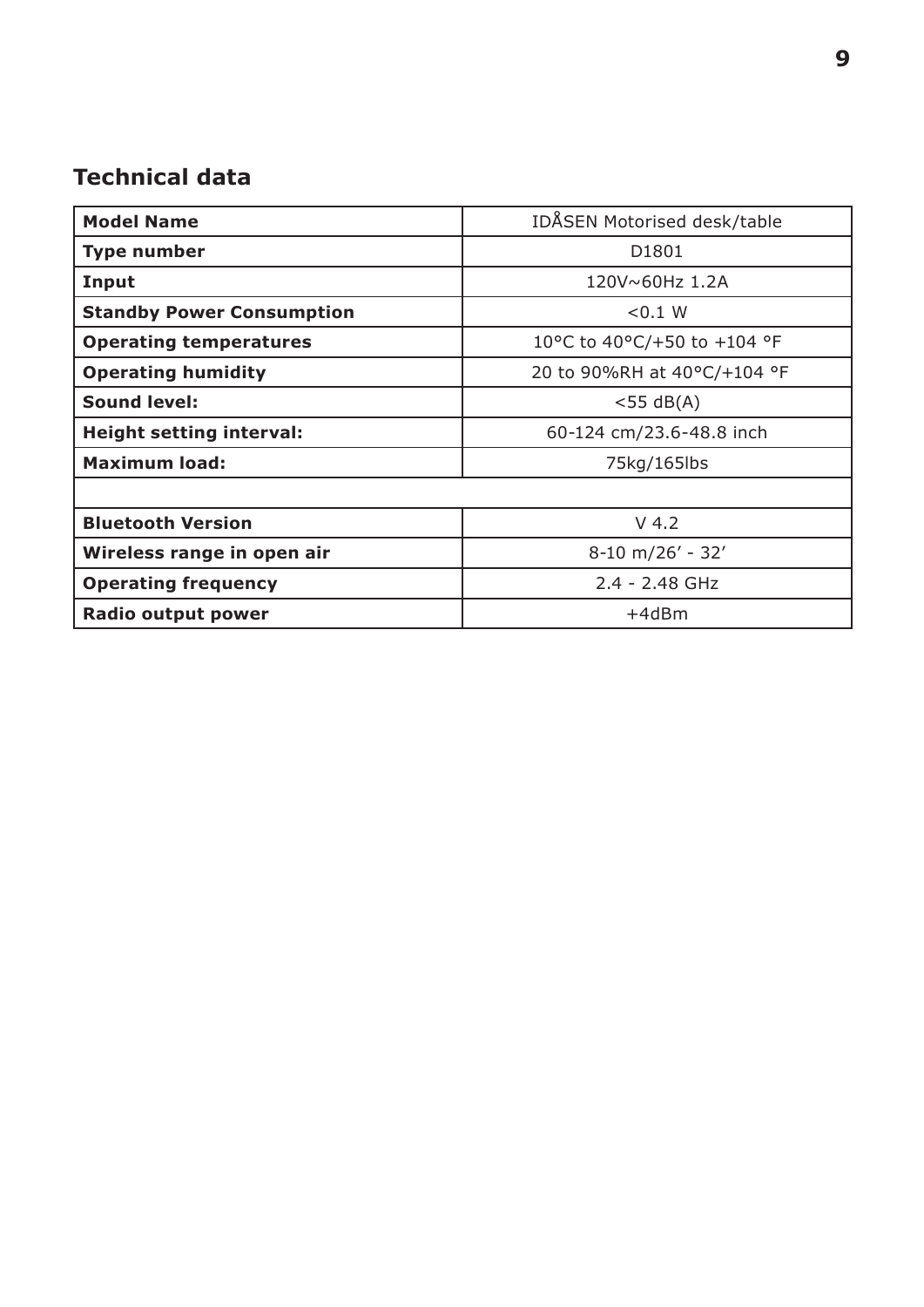## Technical data

| Model Name | IDÅSEN Motorised desk/table |
| --- | --- |
| Type number | D1801 |
| Input | 120V~60Hz 1.2A |
| Standby Power Consumption | <0.1 W |
| Operating temperatures | 10°C to 40°C/+50 to +104 °F |
| Operating humidity | 20 to 90%RH at 40°C/+104 °F |
| Sound level: | <55 dB(A) |
| Height setting interval: | 60-124 cm/23.6-48.8 inch |
| Maximum load: | 75kg/165lbs |
| | |
| Bluetooth Version | V 4.2 |
| Wireless range in open air | 8-10 m/26’ - 32’ |
| Operating frequency | 2.4 - 2.48 GHz |
| Radio output power | +4dBm |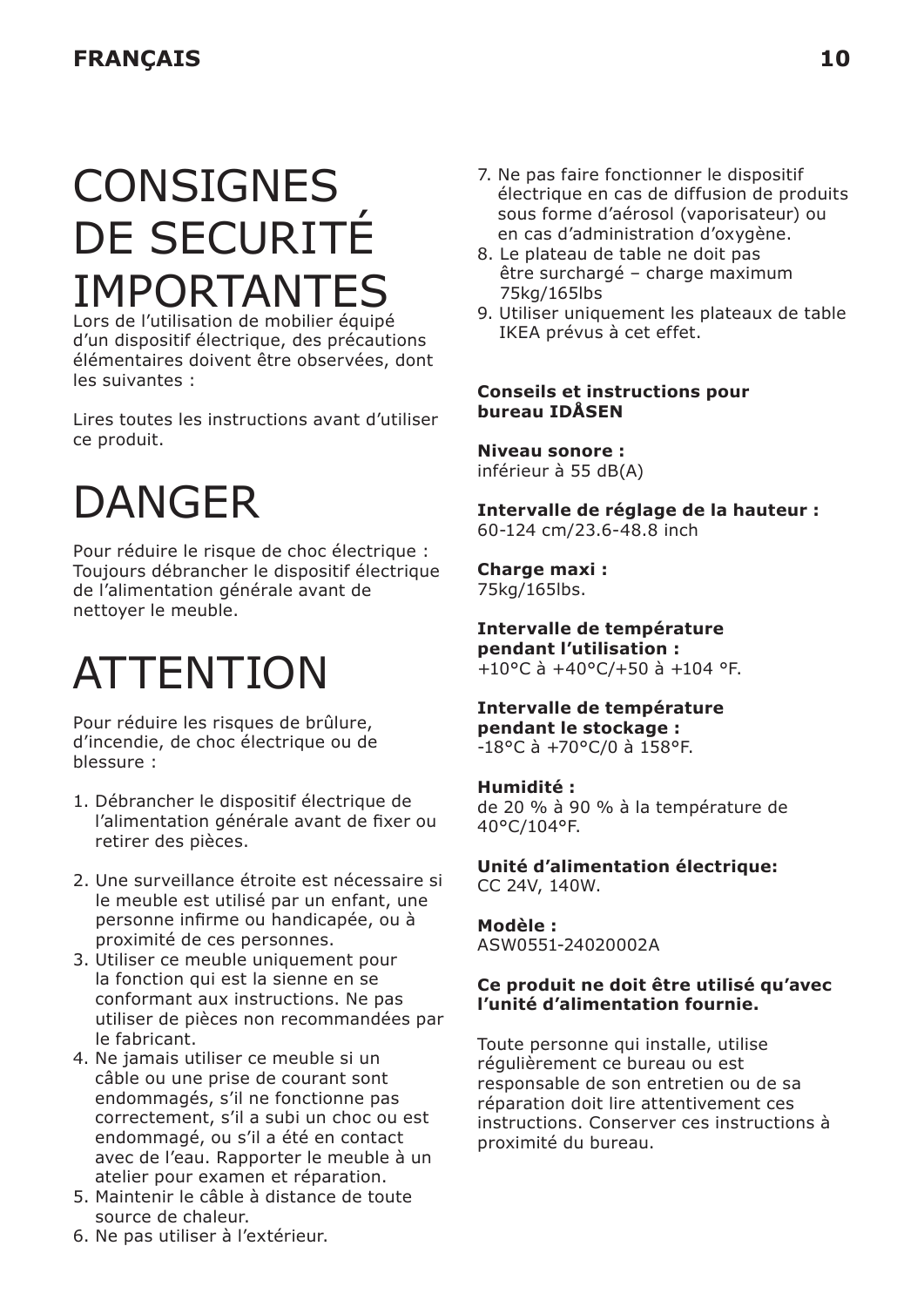# CONSIGNES DE SECURITÉ IMPORTANTES

Lors de l'utilisation de mobilier équipé d'un dispositif électrique, des précautions élémentaires doivent être observées, dont les suivantes :

Lires toutes les instructions avant d'utiliser ce produit.

# DANGER

Pour réduire le risque de choc électrique : Toujours débrancher le dispositif électrique de l'alimentation générale avant de nettoyer le meuble.

# ATTENTION

Pour réduire les risques de brûlure, d'incendie, de choc électrique ou de blessure :

1. Débrancher le dispositif électrique de l'alimentation générale avant de fixer ou retirer des pièces.
2. Une surveillance étroite est nécessaire si le meuble est utilisé par un enfant, une personne infirme ou handicapée, ou à proximité de ces personnes.
3. Utiliser ce meuble uniquement pour la fonction qui est la sienne en se conformant aux instructions. Ne pas utiliser de pièces non recommandées par le fabricant.
4. Ne jamais utiliser ce meuble si un câble ou une prise de courant sont endommagés, s'il ne fonctionne pas correctement, s'il a subi un choc ou est endommagé, ou s'il a été en contact avec de l'eau. Rapporter le meuble à un atelier pour examen et réparation.
5. Maintenir le câble à distance de toute source de chaleur.
6. Ne pas utiliser à l'extérieur.
7. Ne pas faire fonctionner le dispositif électrique en cas de diffusion de produits sous forme d'aérosol (vaporisateur) ou en cas d'administration d'oxygène.
8. Le plateau de table ne doit pas être surchargé – charge maximum 75kg/165lbs
9. Utiliser uniquement les plateaux de table IKEA prévus à cet effet.

**Conseils et instructions pour bureau IDÅSEN**

**Niveau sonore :**
inférieur à 55 dB(A)

**Intervalle de réglage de la hauteur :**
60-124 cm/23.6-48.8 inch

**Charge maxi :**
75kg/165lbs.

**Intervalle de température pendant l'utilisation :**
+10°C à +40°C/+50 à +104 °F.

**Intervalle de température pendant le stockage :**
-18°C à +70°C/0 à 158°F.

**Humidité :**
de 20 % à 90 % à la température de 40°C/104°F.

**Unité d'alimentation électrique:**
CC 24V, 140W.

**Modèle :**
ASW0551-24020002A

**Ce produit ne doit être utilisé qu'avec l'unité d'alimentation fournie.**

Toute personne qui installe, utilise régulièrement ce bureau ou est responsable de son entretien ou de sa réparation doit lire attentivement ces instructions. Conserver ces instructions à proximité du bureau.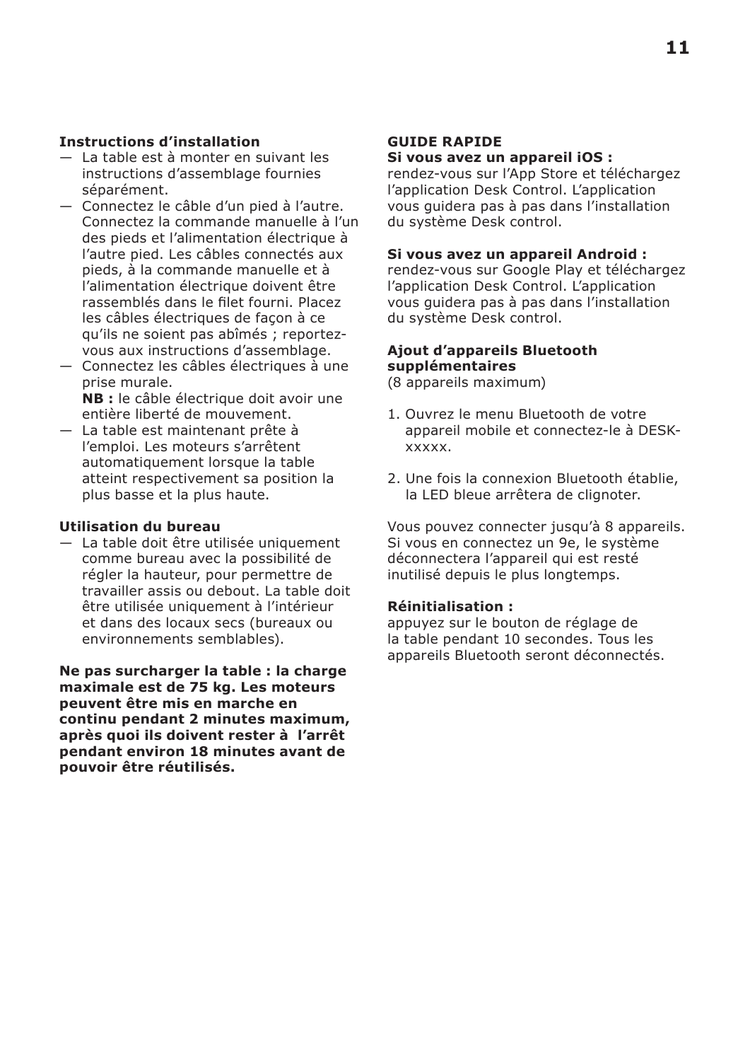**Instructions d’installation**

— La table est à monter en suivant les instructions d’assemblage fournies séparément.

— Connectez le câble d’un pied à l’autre. Connectez la commande manuelle à l’un des pieds et l’alimentation électrique à l’autre pied. Les câbles connectés aux pieds, à la commande manuelle et à l’alimentation électrique doivent être rassemblés dans le filet fourni. Placez les câbles électriques de façon à ce qu’ils ne soient pas abîmés ; reportez-vous aux instructions d’assemblage.

— Connectez les câbles électriques à une prise murale.
**NB :** le câble électrique doit avoir une entière liberté de mouvement.

— La table est maintenant prête à l’emploi. Les moteurs s’arrêtent automatiquement lorsque la table atteint respectivement sa position la plus basse et la plus haute.

**Utilisation du bureau**

— La table doit être utilisée uniquement comme bureau avec la possibilité de régler la hauteur, pour permettre de travailler assis ou debout. La table doit être utilisée uniquement à l’intérieur et dans des locaux secs (bureaux ou environnements semblables).

**Ne pas surcharger la table : la charge maximale est de 75 kg. Les moteurs peuvent être mis en marche en continu pendant 2 minutes maximum, après quoi ils doivent rester à l’arrêt pendant environ 18 minutes avant de pouvoir être réutilisés.**

**GUIDE RAPIDE**

**Si vous avez un appareil iOS :**
rendez-vous sur l’App Store et téléchargez l’application Desk Control. L’application vous guidera pas à pas dans l’installation du système Desk control.

**Si vous avez un appareil Android :**
rendez-vous sur Google Play et téléchargez l’application Desk Control. L’application vous guidera pas à pas dans l’installation du système Desk control.

**Ajout d’appareils Bluetooth supplémentaires**
(8 appareils maximum)

1. Ouvrez le menu Bluetooth de votre appareil mobile et connectez-le à DESK-xxxxx.

2. Une fois la connexion Bluetooth établie, la LED bleue arrêtera de clignoter.

Vous pouvez connecter jusqu’à 8 appareils. Si vous en connectez un 9e, le système déconnectera l’appareil qui est resté inutilisé depuis le plus longtemps.

**Réinitialisation :**
appuyez sur le bouton de réglage de la table pendant 10 secondes. Tous les appareils Bluetooth seront déconnectés.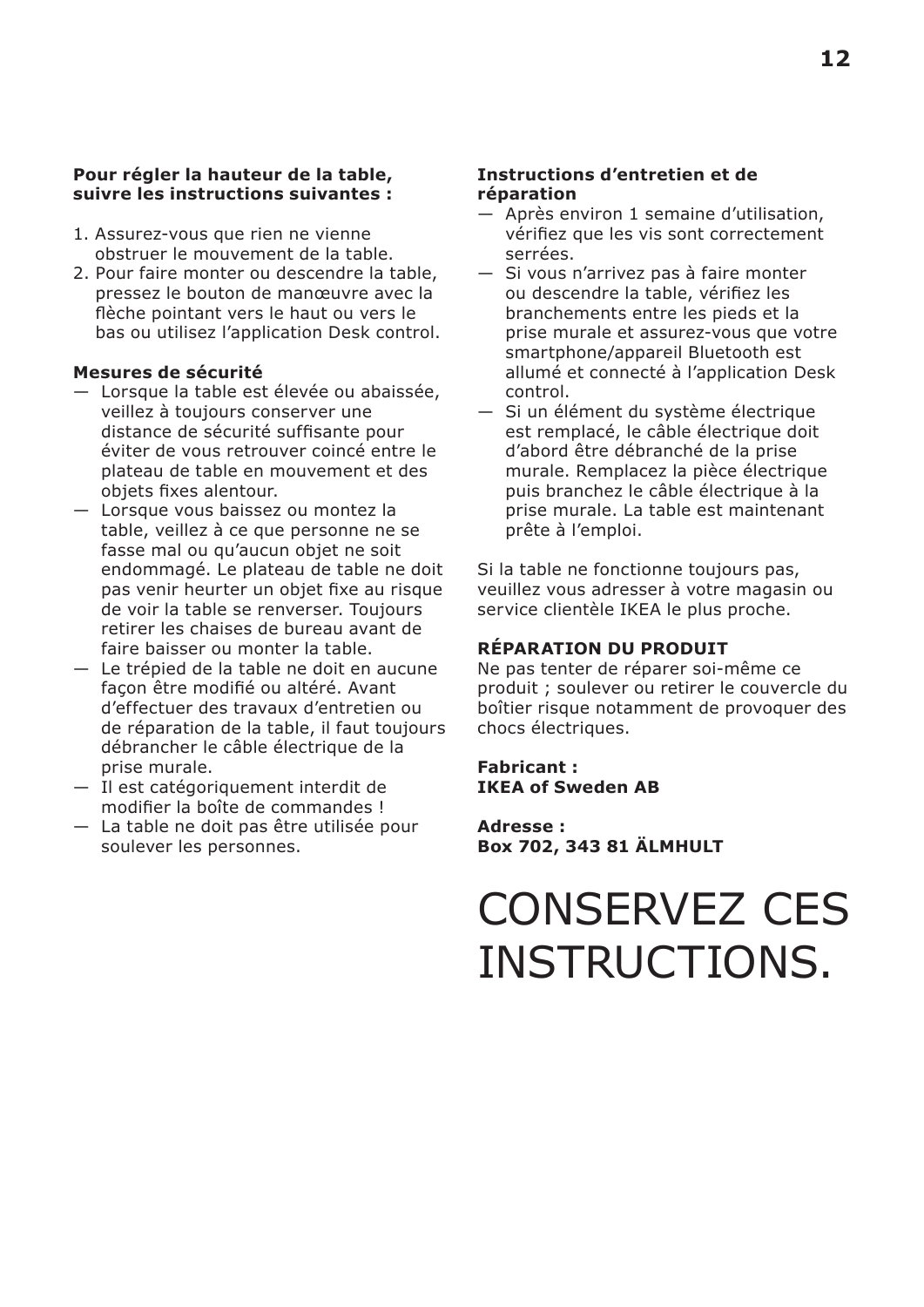**Pour régler la hauteur de la table, suivre les instructions suivantes :**

1. Assurez-vous que rien ne vienne obstruer le mouvement de la table.
2. Pour faire monter ou descendre la table, pressez le bouton de manœuvre avec la flèche pointant vers le haut ou vers le bas ou utilisez l'application Desk control.

**Mesures de sécurité**

— Lorsque la table est élevée ou abaissée, veillez à toujours conserver une distance de sécurité suffisante pour éviter de vous retrouver coincé entre le plateau de table en mouvement et des objets fixes alentour.

— Lorsque vous baissez ou montez la table, veillez à ce que personne ne se fasse mal ou qu'aucun objet ne soit endommagé. Le plateau de table ne doit pas venir heurter un objet fixe au risque de voir la table se renverser. Toujours retirer les chaises de bureau avant de faire baisser ou monter la table.

— Le trépied de la table ne doit en aucune façon être modifié ou altéré. Avant d'effectuer des travaux d'entretien ou de réparation de la table, il faut toujours débrancher le câble électrique de la prise murale.

— Il est catégoriquement interdit de modifier la boîte de commandes !

— La table ne doit pas être utilisée pour soulever les personnes.

**Instructions d'entretien et de réparation**

— Après environ 1 semaine d'utilisation, vérifiez que les vis sont correctement serrées.

— Si vous n'arrivez pas à faire monter ou descendre la table, vérifiez les branchements entre les pieds et la prise murale et assurez-vous que votre smartphone/appareil Bluetooth est allumé et connecté à l'application Desk control.

— Si un élément du système électrique est remplacé, le câble électrique doit d'abord être débranché de la prise murale. Remplacez la pièce électrique puis branchez le câble électrique à la prise murale. La table est maintenant prête à l'emploi.

Si la table ne fonctionne toujours pas, veuillez vous adresser à votre magasin ou service clientèle IKEA le plus proche.

**RÉPARATION DU PRODUIT**

Ne pas tenter de réparer soi-même ce produit ; soulever ou retirer le couvercle du boîtier risque notamment de provoquer des chocs électriques.

**Fabricant :**
**IKEA of Sweden AB**

**Adresse :**
**Box 702, 343 81 ÄLMHULT**

# CONSERVEZ CES INSTRUCTIONS.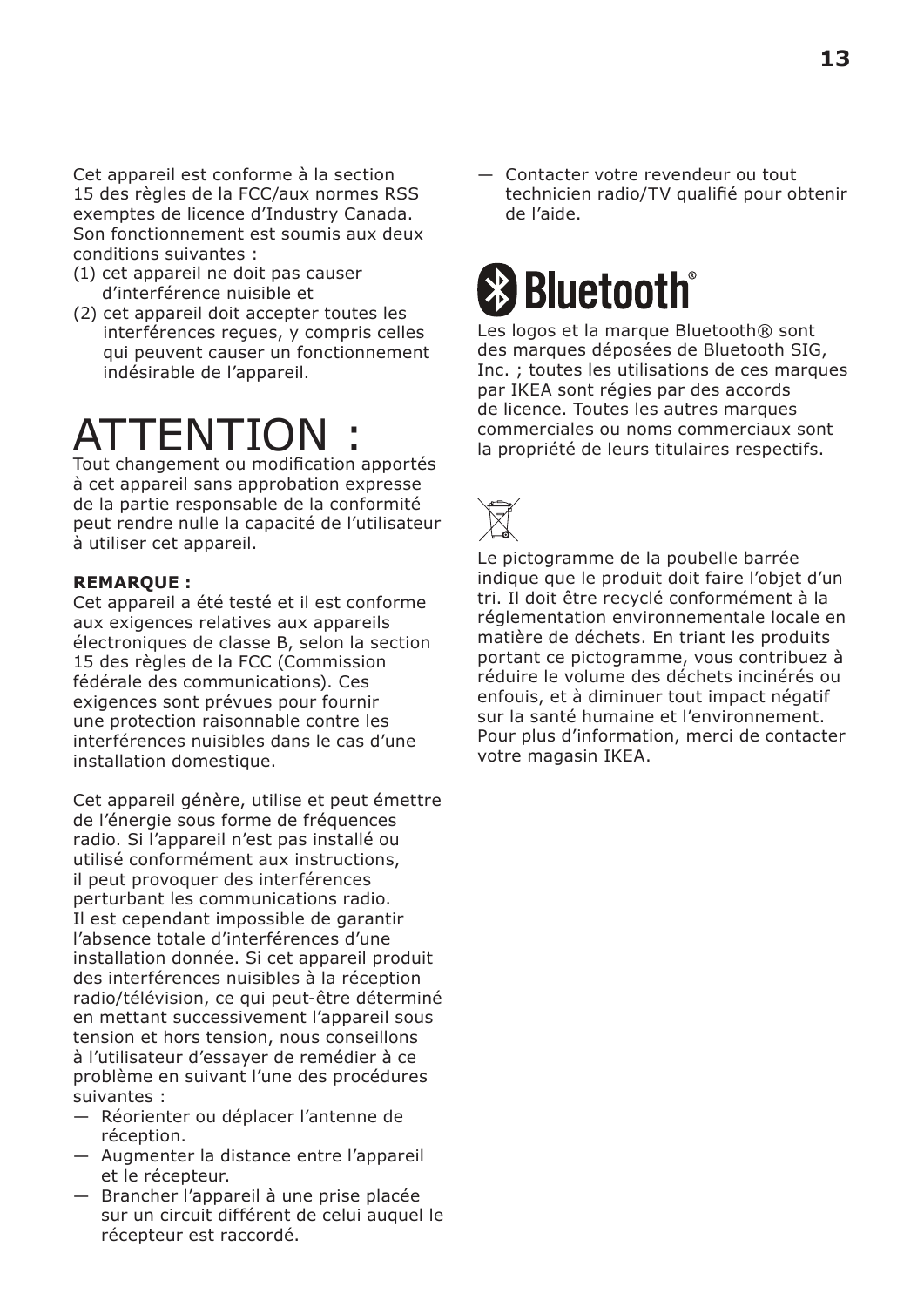Cet appareil est conforme à la section 15 des règles de la FCC/aux normes RSS exemptes de licence d'Industry Canada. Son fonctionnement est soumis aux deux conditions suivantes :

(1) cet appareil ne doit pas causer d'interférence nuisible et
(2) cet appareil doit accepter toutes les interférences reçues, y compris celles qui peuvent causer un fonctionnement indésirable de l'appareil.

# ATTENTION :

Tout changement ou modification apportés à cet appareil sans approbation expresse de la partie responsable de la conformité peut rendre nulle la capacité de l'utilisateur à utiliser cet appareil.

**REMARQUE :**

Cet appareil a été testé et il est conforme aux exigences relatives aux appareils électroniques de classe B, selon la section 15 des règles de la FCC (Commission fédérale des communications). Ces exigences sont prévues pour fournir une protection raisonnable contre les interférences nuisibles dans le cas d'une installation domestique.

Cet appareil génère, utilise et peut émettre de l'énergie sous forme de fréquences radio. Si l'appareil n'est pas installé ou utilisé conformément aux instructions, il peut provoquer des interférences perturbant les communications radio. Il est cependant impossible de garantir l'absence totale d'interférences d'une installation donnée. Si cet appareil produit des interférences nuisibles à la réception radio/télévision, ce qui peut-être déterminé en mettant successivement l'appareil sous tension et hors tension, nous conseillons à l'utilisateur d'essayer de remédier à ce problème en suivant l'une des procédures suivantes :

— Réorienter ou déplacer l'antenne de réception.
— Augmenter la distance entre l'appareil et le récepteur.
— Brancher l'appareil à une prise placée sur un circuit différent de celui auquel le récepteur est raccordé.
— Contacter votre revendeur ou tout technicien radio/TV qualifié pour obtenir de l'aide.

Bluetooth®

Les logos et la marque Bluetooth® sont des marques déposées de Bluetooth SIG, Inc. ; toutes les utilisations de ces marques par IKEA sont régies par des accords de licence. Toutes les autres marques commerciales ou noms commerciaux sont la propriété de leurs titulaires respectifs.

Le pictogramme de la poubelle barrée indique que le produit doit faire l'objet d'un tri. Il doit être recyclé conformément à la réglementation environnementale locale en matière de déchets. En triant les produits portant ce pictogramme, vous contribuez à réduire le volume des déchets incinérés ou enfouis, et à diminuer tout impact négatif sur la santé humaine et l'environnement. Pour plus d'information, merci de contacter votre magasin IKEA.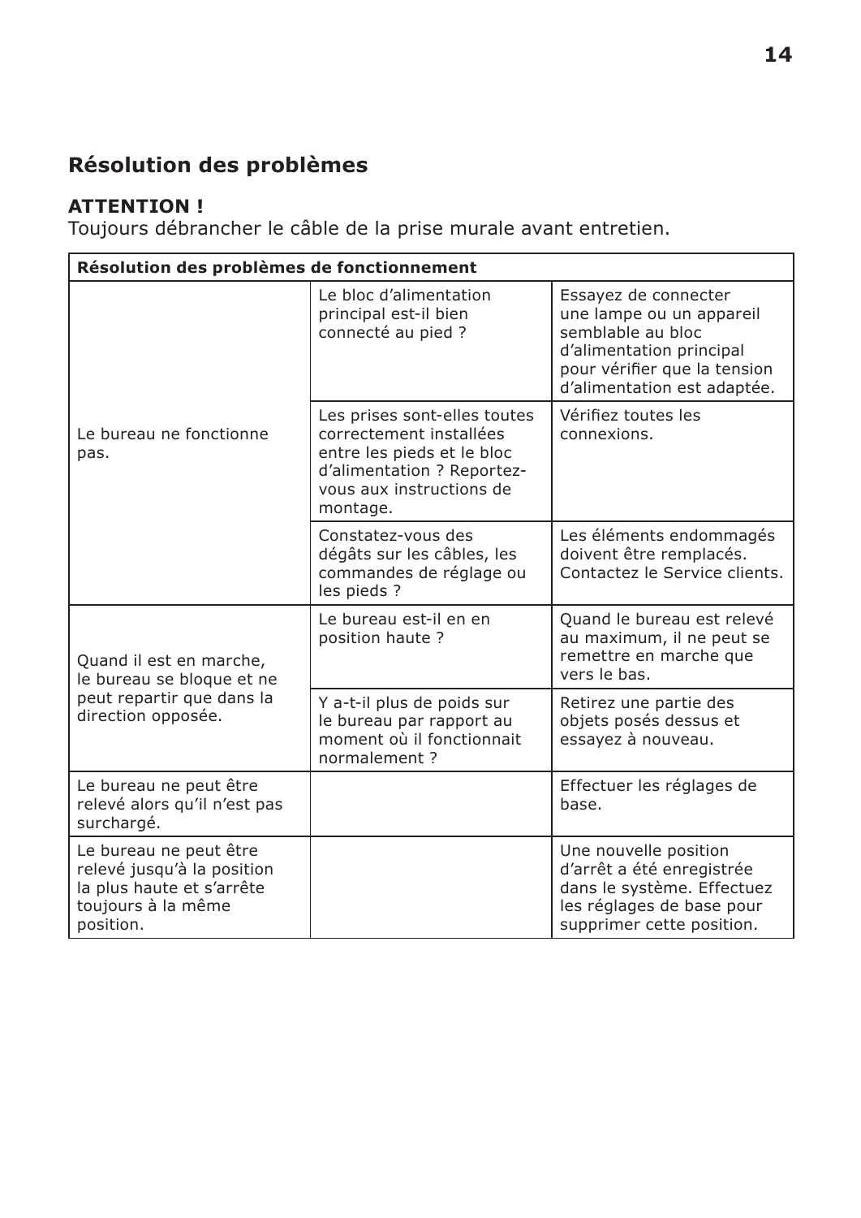## Résolution des problèmes

**ATTENTION !**
Toujours débrancher le câble de la prise murale avant entretien.

| **Résolution des problèmes de fonctionnement** | | |
|---|---|---|
| Le bureau ne fonctionne pas. | Le bloc d'alimentation principal est-il bien connecté au pied ? | Essayez de connecter une lampe ou un appareil semblable au bloc d'alimentation principal pour vérifier que la tension d'alimentation est adaptée. |
| | Les prises sont-elles toutes correctement installées entre les pieds et le bloc d'alimentation ? Reportez-vous aux instructions de montage. | Vérifiez toutes les connexions. |
| | Constatez-vous des dégâts sur les câbles, les commandes de réglage ou les pieds ? | Les éléments endommagés doivent être remplacés. Contactez le Service clients. |
| Quand il est en marche, le bureau se bloque et ne peut repartir que dans la direction opposée. | Le bureau est-il en en position haute ? | Quand le bureau est relevé au maximum, il ne peut se remettre en marche que vers le bas. |
| | Y a-t-il plus de poids sur le bureau par rapport au moment où il fonctionnait normalement ? | Retirez une partie des objets posés dessus et essayez à nouveau. |
| Le bureau ne peut être relevé alors qu'il n'est pas surchargé. | | Effectuer les réglages de base. |
| Le bureau ne peut être relevé jusqu'à la position la plus haute et s'arrête toujours à la même position. | | Une nouvelle position d'arrêt a été enregistrée dans le système. Effectuez les réglages de base pour supprimer cette position. |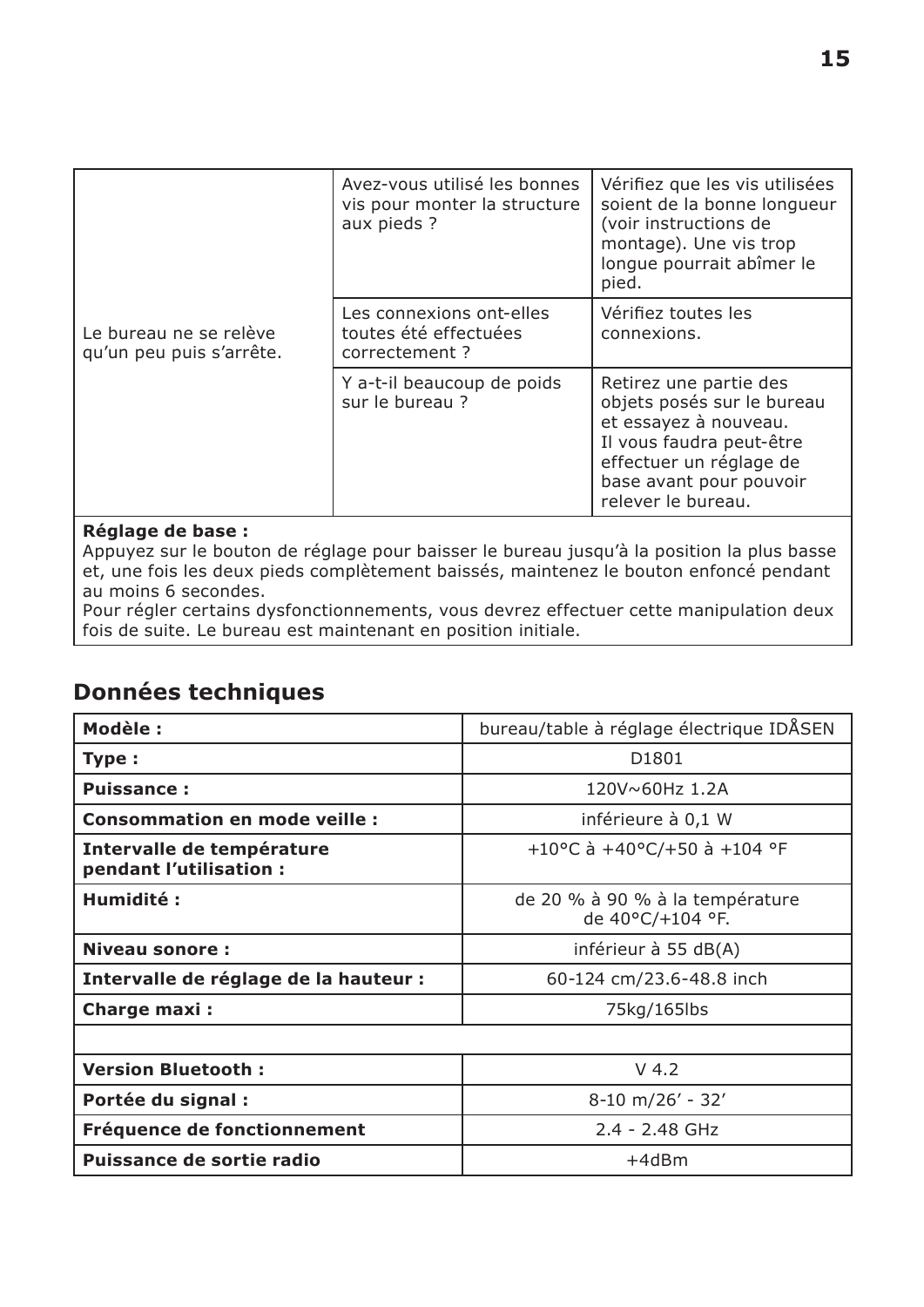| | | |
|---|---|---|
| Le bureau ne se relève qu'un peu puis s'arrête. | Avez-vous utilisé les bonnes vis pour monter la structure aux pieds ? | Vérifiez que les vis utilisées soient de la bonne longueur (voir instructions de montage). Une vis trop longue pourrait abîmer le pied. |
| | Les connexions ont-elles toutes été effectuées correctement ? | Vérifiez toutes les connexions. |
| | Y a-t-il beaucoup de poids sur le bureau ? | Retirez une partie des objets posés sur le bureau et essayez à nouveau. Il vous faudra peut-être effectuer un réglage de base avant pour pouvoir relever le bureau. |

**Réglage de base :**
Appuyez sur le bouton de réglage pour baisser le bureau jusqu'à la position la plus basse et, une fois les deux pieds complètement baissés, maintenez le bouton enfoncé pendant au moins 6 secondes.
Pour régler certains dysfonctionnements, vous devrez effectuer cette manipulation deux fois de suite. Le bureau est maintenant en position initiale.

## Données techniques

| | |
|---|---|
| **Modèle :** | bureau/table à réglage électrique IDÅSEN |
| **Type :** | D1801 |
| **Puissance :** | 120V~60Hz 1.2A |
| **Consommation en mode veille :** | inférieure à 0,1 W |
| **Intervalle de température pendant l'utilisation :** | +10°C à +40°C/+50 à +104 °F |
| **Humidité :** | de 20 % à 90 % à la température de 40°C/+104 °F. |
| **Niveau sonore :** | inférieur à 55 dB(A) |
| **Intervalle de réglage de la hauteur :** | 60-124 cm/23.6-48.8 inch |
| **Charge maxi :** | 75kg/165lbs |
| | |
| **Version Bluetooth :** | V 4.2 |
| **Portée du signal :** | 8-10 m/26' - 32' |
| **Fréquence de fonctionnement** | 2.4 - 2.48 GHz |
| **Puissance de sortie radio** | +4dBm |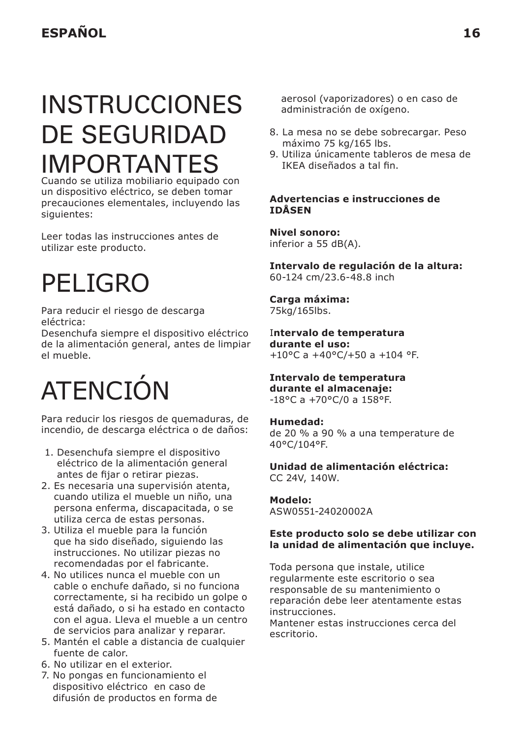# INSTRUCCIONES DE SEGURIDAD IMPORTANTES

Cuando se utiliza mobiliario equipado con un dispositivo eléctrico, se deben tomar precauciones elementales, incluyendo las siguientes:

Leer todas las instrucciones antes de utilizar este producto.

# PELIGRO

Para reducir el riesgo de descarga eléctrica:
Desenchufa siempre el dispositivo eléctrico de la alimentación general, antes de limpiar el mueble.

# ATENCIÓN

Para reducir los riesgos de quemaduras, de incendio, de descarga eléctrica o de daños:

1. Desenchufa siempre el dispositivo eléctrico de la alimentación general antes de fijar o retirar piezas.
2. Es necesaria una supervisión atenta, cuando utiliza el mueble un niño, una persona enferma, discapacitada, o se utiliza cerca de estas personas.
3. Utiliza el mueble para la función que ha sido diseñado, siguiendo las instrucciones. No utilizar piezas no recomendadas por el fabricante.
4. No utilices nunca el mueble con un cable o enchufe dañado, si no funciona correctamente, si ha recibido un golpe o está dañado, o si ha estado en contacto con el agua. Lleva el mueble a un centro de servicios para analizar y reparar.
5. Mantén el cable a distancia de cualquier fuente de calor.
6. No utilizar en el exterior.
7. No pongas en funcionamiento el dispositivo eléctrico en caso de difusión de productos en forma de aerosol (vaporizadores) o en caso de administración de oxígeno.
8. La mesa no se debe sobrecargar. Peso máximo 75 kg/165 lbs.
9. Utiliza únicamente tableros de mesa de IKEA diseñados a tal fin.

**Advertencias e instrucciones de IDÅSEN**

**Nivel sonoro:**
inferior a 55 dB(A).

**Intervalo de regulación de la altura:**
60-124 cm/23.6-48.8 inch

**Carga máxima:**
75kg/165lbs.

**Intervalo de temperatura durante el uso:**
+10°C a +40°C/+50 a +104 °F.

**Intervalo de temperatura durante el almacenaje:**
-18°C a +70°C/0 a 158°F.

**Humedad:**
de 20 % a 90 % a una temperature de 40°C/104°F.

**Unidad de alimentación eléctrica:**
CC 24V, 140W.

**Modelo:**
ASW0551-24020002A

**Este producto solo se debe utilizar con la unidad de alimentación que incluye.**

Toda persona que instale, utilice regularmente este escritorio o sea responsable de su mantenimiento o reparación debe leer atentamente estas instrucciones.
Mantener estas instrucciones cerca del escritorio.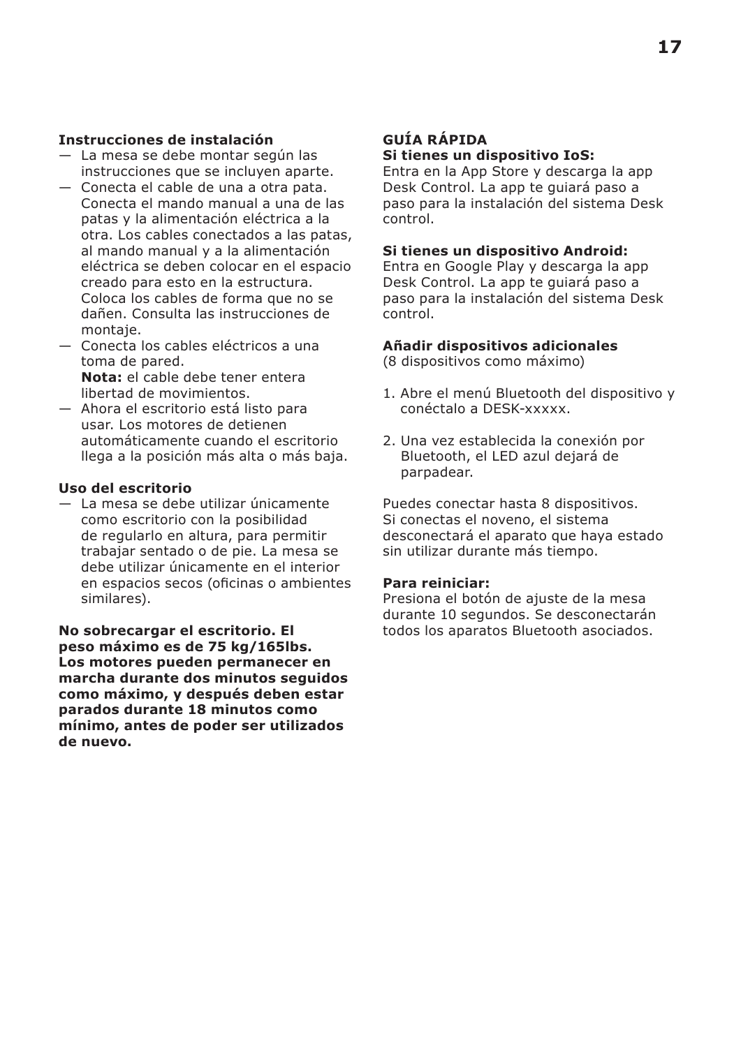**Instrucciones de instalación**

- La mesa se debe montar según las instrucciones que se incluyen aparte.
- Conecta el cable de una a otra pata. Conecta el mando manual a una de las patas y la alimentación eléctrica a la otra. Los cables conectados a las patas, al mando manual y a la alimentación eléctrica se deben colocar en el espacio creado para esto en la estructura. Coloca los cables de forma que no se dañen. Consulta las instrucciones de montaje.
- Conecta los cables eléctricos a una toma de pared.
  **Nota:** el cable debe tener entera libertad de movimientos.
- Ahora el escritorio está listo para usar. Los motores de detienen automáticamente cuando el escritorio llega a la posición más alta o más baja.

**Uso del escritorio**

- La mesa se debe utilizar únicamente como escritorio con la posibilidad de regularlo en altura, para permitir trabajar sentado o de pie. La mesa se debe utilizar únicamente en el interior en espacios secos (oficinas o ambientes similares).

**No sobrecargar el escritorio. El peso máximo es de 75 kg/165lbs. Los motores pueden permanecer en marcha durante dos minutos seguidos como máximo, y después deben estar parados durante 18 minutos como mínimo, antes de poder ser utilizados de nuevo.**

**GUÍA RÁPIDA**

**Si tienes un dispositivo IoS:**
Entra en la App Store y descarga la app Desk Control. La app te guiará paso a paso para la instalación del sistema Desk control.

**Si tienes un dispositivo Android:**
Entra en Google Play y descarga la app Desk Control. La app te guiará paso a paso para la instalación del sistema Desk control.

**Añadir dispositivos adicionales**
(8 dispositivos como máximo)

1. Abre el menú Bluetooth del dispositivo y conéctalo a DESK-xxxxx.

2. Una vez establecida la conexión por Bluetooth, el LED azul dejará de parpadear.

Puedes conectar hasta 8 dispositivos. Si conectas el noveno, el sistema desconectará el aparato que haya estado sin utilizar durante más tiempo.

**Para reiniciar:**
Presiona el botón de ajuste de la mesa durante 10 segundos. Se desconectarán todos los aparatos Bluetooth asociados.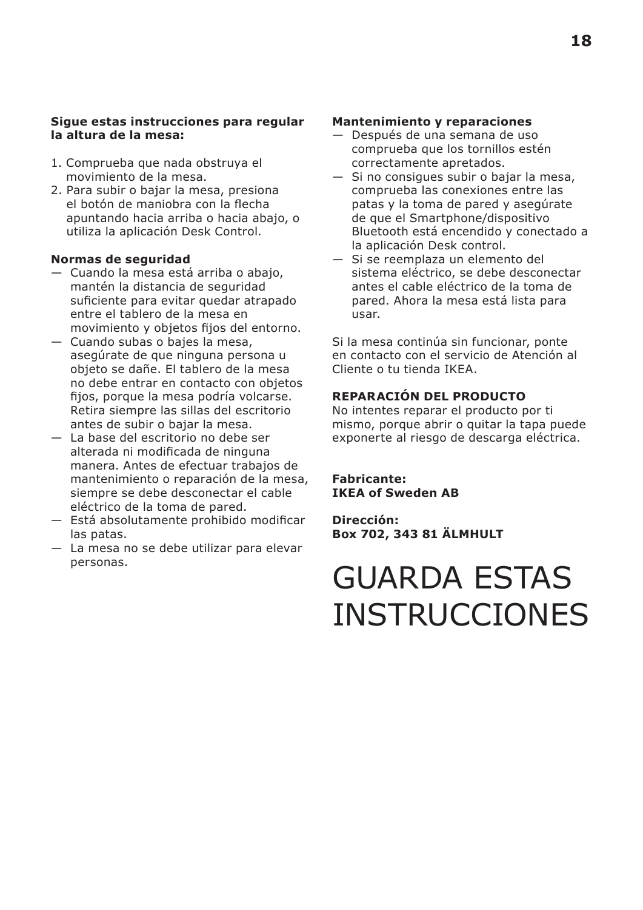**Sigue estas instrucciones para regular la altura de la mesa:**

1. Comprueba que nada obstruya el movimiento de la mesa.
2. Para subir o bajar la mesa, presiona el botón de maniobra con la flecha apuntando hacia arriba o hacia abajo, o utiliza la aplicación Desk Control.

**Normas de seguridad**

— Cuando la mesa está arriba o abajo, mantén la distancia de seguridad suficiente para evitar quedar atrapado entre el tablero de la mesa en movimiento y objetos fijos del entorno.

— Cuando subas o bajes la mesa, asegúrate de que ninguna persona u objeto se dañe. El tablero de la mesa no debe entrar en contacto con objetos fijos, porque la mesa podría volcarse. Retira siempre las sillas del escritorio antes de subir o bajar la mesa.

— La base del escritorio no debe ser alterada ni modificada de ninguna manera. Antes de efectuar trabajos de mantenimiento o reparación de la mesa, siempre se debe desconectar el cable eléctrico de la toma de pared.

— Está absolutamente prohibido modificar las patas.

— La mesa no se debe utilizar para elevar personas.

**Mantenimiento y reparaciones**

— Después de una semana de uso comprueba que los tornillos estén correctamente apretados.

— Si no consigues subir o bajar la mesa, comprueba las conexiones entre las patas y la toma de pared y asegúrate de que el Smartphone/dispositivo Bluetooth está encendido y conectado a la aplicación Desk control.

— Si se reemplaza un elemento del sistema eléctrico, se debe desconectar antes el cable eléctrico de la toma de pared. Ahora la mesa está lista para usar.

Si la mesa continúa sin funcionar, ponte en contacto con el servicio de Atención al Cliente o tu tienda IKEA.

**REPARACIÓN DEL PRODUCTO**

No intentes reparar el producto por ti mismo, porque abrir o quitar la tapa puede exponerte al riesgo de descarga eléctrica.

**Fabricante:**
**IKEA of Sweden AB**

**Dirección:**
**Box 702, 343 81 ÄLMHULT**

# GUARDA ESTAS INSTRUCCIONES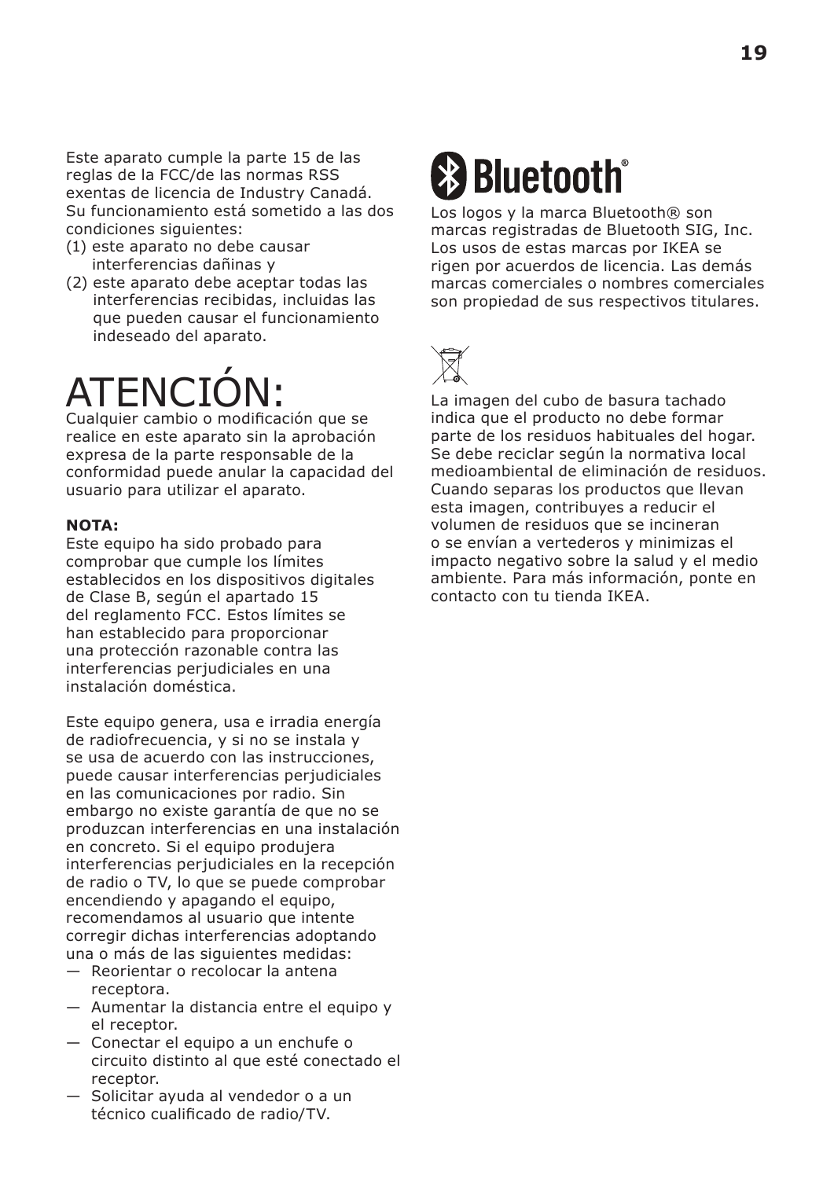Este aparato cumple la parte 15 de las reglas de la FCC/de las normas RSS exentas de licencia de Industry Canadá. Su funcionamiento está sometido a las dos condiciones siguientes:

(1) este aparato no debe causar interferencias dañinas y
(2) este aparato debe aceptar todas las interferencias recibidas, incluidas las que pueden causar el funcionamiento indeseado del aparato.

# ATENCIÓN:

Cualquier cambio o modificación que se realice en este aparato sin la aprobación expresa de la parte responsable de la conformidad puede anular la capacidad del usuario para utilizar el aparato.

**NOTA:**
Este equipo ha sido probado para comprobar que cumple los límites establecidos en los dispositivos digitales de Clase B, según el apartado 15 del reglamento FCC. Estos límites se han establecido para proporcionar una protección razonable contra las interferencias perjudiciales en una instalación doméstica.

Este equipo genera, usa e irradia energía de radiofrecuencia, y si no se instala y se usa de acuerdo con las instrucciones, puede causar interferencias perjudiciales en las comunicaciones por radio. Sin embargo no existe garantía de que no se produzcan interferencias en una instalación en concreto. Si el equipo produjera interferencias perjudiciales en la recepción de radio o TV, lo que se puede comprobar encendiendo y apagando el equipo, recomendamos al usuario que intente corregir dichas interferencias adoptando una o más de las siguientes medidas:

— Reorientar o recolocar la antena receptora.
— Aumentar la distancia entre el equipo y el receptor.
— Conectar el equipo a un enchufe o circuito distinto al que esté conectado el receptor.
— Solicitar ayuda al vendedor o a un técnico cualificado de radio/TV.

Bluetooth®

Los logos y la marca Bluetooth® son marcas registradas de Bluetooth SIG, Inc. Los usos de estas marcas por IKEA se rigen por acuerdos de licencia. Las demás marcas comerciales o nombres comerciales son propiedad de sus respectivos titulares.

La imagen del cubo de basura tachado indica que el producto no debe formar parte de los residuos habituales del hogar. Se debe reciclar según la normativa local medioambiental de eliminación de residuos. Cuando separas los productos que llevan esta imagen, contribuyes a reducir el volumen de residuos que se incineran o se envían a vertederos y minimizas el impacto negativo sobre la salud y el medio ambiente. Para más información, ponte en contacto con tu tienda IKEA.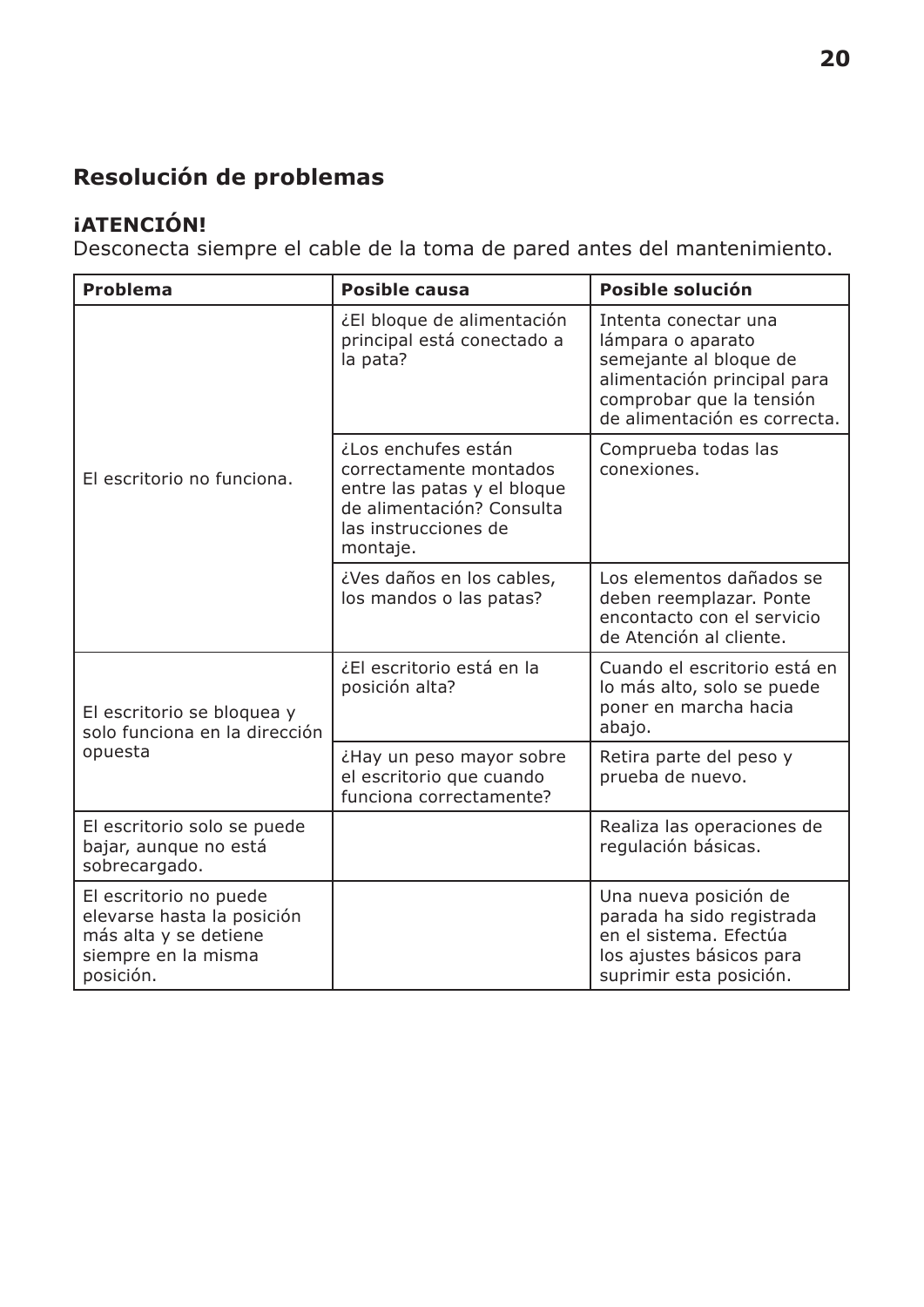## Resolución de problemas

### ¡ATENCIÓN!

Desconecta siempre el cable de la toma de pared antes del mantenimiento.

| Problema | Posible causa | Posible solución |
|---|---|---|
| El escritorio no funciona. | ¿El bloque de alimentación principal está conectado a la pata? | Intenta conectar una lámpara o aparato semejante al bloque de alimentación principal para comprobar que la tensión de alimentación es correcta. |
| | ¿Los enchufes están correctamente montados entre las patas y el bloque de alimentación? Consulta las instrucciones de montaje. | Comprueba todas las conexiones. |
| | ¿Ves daños en los cables, los mandos o las patas? | Los elementos dañados se deben reemplazar. Ponte encontacto con el servicio de Atención al cliente. |
| El escritorio se bloquea y solo funciona en la dirección opuesta | ¿El escritorio está en la posición alta? | Cuando el escritorio está en lo más alto, solo se puede poner en marcha hacia abajo. |
| | ¿Hay un peso mayor sobre el escritorio que cuando funciona correctamente? | Retira parte del peso y prueba de nuevo. |
| El escritorio solo se puede bajar, aunque no está sobrecargado. | | Realiza las operaciones de regulación básicas. |
| El escritorio no puede elevarse hasta la posición más alta y se detiene siempre en la misma posición. | | Una nueva posición de parada ha sido registrada en el sistema. Efectúa los ajustes básicos para suprimir esta posición. |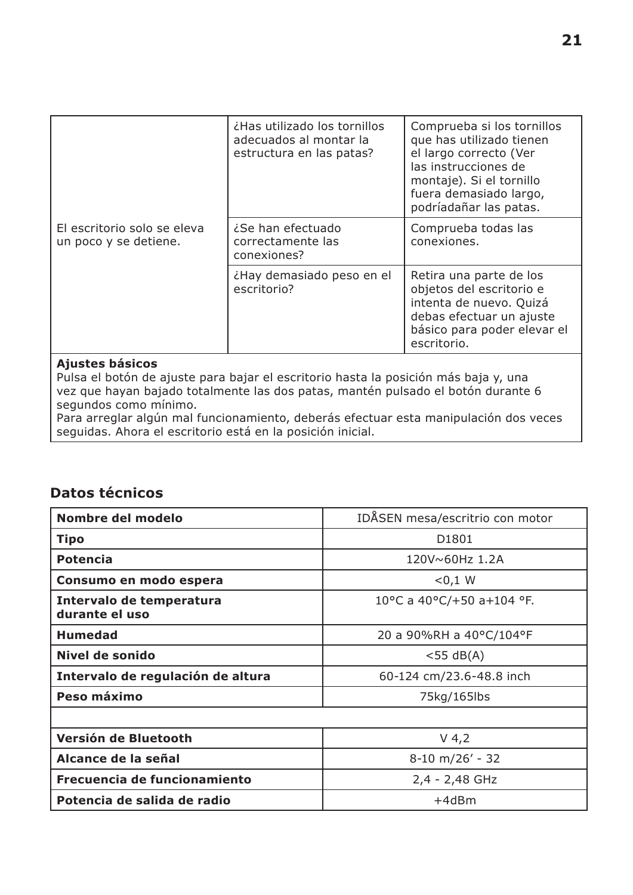| | | |
|---|---|---|
| El escritorio solo se eleva un poco y se detiene. | ¿Has utilizado los tornillos adecuados al montar la estructura en las patas? | Comprueba si los tornillos que has utilizado tienen el largo correcto (Ver las instrucciones de montaje). Si el tornillo fuera demasiado largo, podríadañar las patas. |
| | ¿Se han efectuado correctamente las conexiones? | Comprueba todas las conexiones. |
| | ¿Hay demasiado peso en el escritorio? | Retira una parte de los objetos del escritorio e intenta de nuevo. Quizá debas efectuar un ajuste básico para poder elevar el escritorio. |

**Ajustes básicos**
Pulsa el botón de ajuste para bajar el escritorio hasta la posición más baja y, una vez que hayan bajado totalmente las dos patas, mantén pulsado el botón durante 6 segundos como mínimo.
Para arreglar algún mal funcionamiento, deberás efectuar esta manipulación dos veces seguidas. Ahora el escritorio está en la posición inicial.

## Datos técnicos

| | |
|---|---|
| **Nombre del modelo** | IDÅSEN mesa/escritrio con motor |
| **Tipo** | D1801 |
| **Potencia** | 120V~60Hz 1.2A |
| **Consumo en modo espera** | <0,1 W |
| **Intervalo de temperatura durante el uso** | 10°C a 40°C/+50 a+104 °F. |
| **Humedad** | 20 a 90%RH a 40°C/104°F |
| **Nivel de sonido** | <55 dB(A) |
| **Intervalo de regulación de altura** | 60-124 cm/23.6-48.8 inch |
| **Peso máximo** | 75kg/165lbs |
| | |
| **Versión de Bluetooth** | V 4,2 |
| **Alcance de la señal** | 8-10 m/26' - 32 |
| **Frecuencia de funcionamiento** | 2,4 - 2,48 GHz |
| **Potencia de salida de radio** | +4dBm |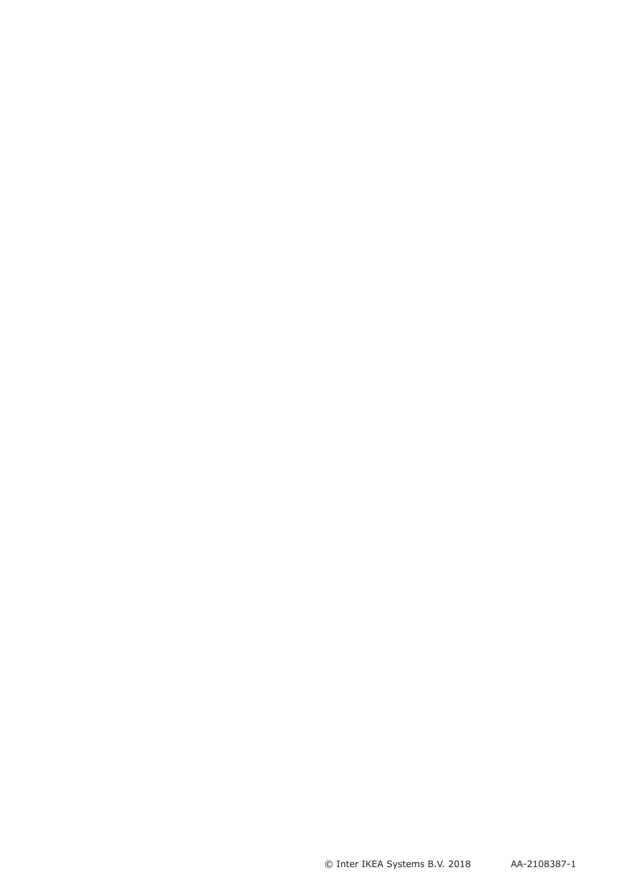© Inter IKEA Systems B.V. 2018 AA-2108387-1